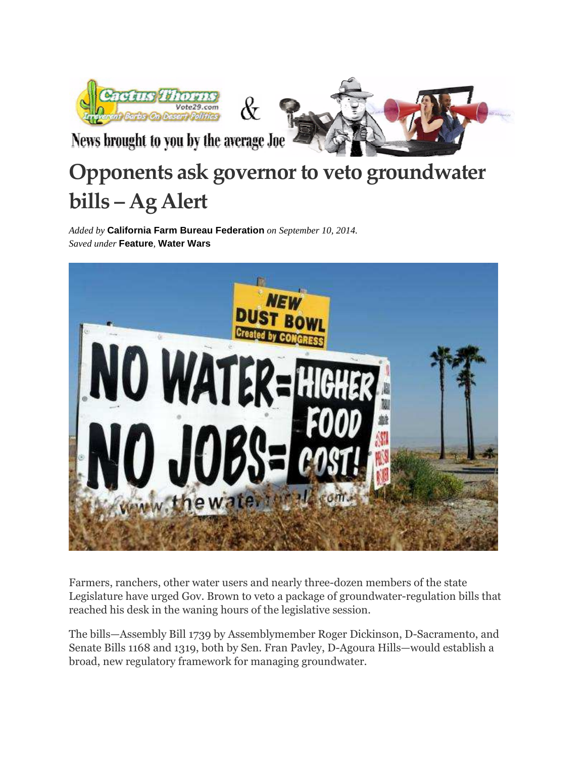# Opponents ask governor to veto groundwater bills – Ag Alert

*Added by* **California Farm Bureau Federation** *on September 10, 2014.*
*Saved under* **Feature**, **Water Wars**

Farmers, ranchers, other water users and nearly three-dozen members of the state Legislature have urged Gov. Brown to veto a package of groundwater-regulation bills that reached his desk in the waning hours of the legislative session.

The bills—Assembly Bill 1739 by Assemblymember Roger Dickinson, D-Sacramento, and Senate Bills 1168 and 1319, both by Sen. Fran Pavley, D-Agoura Hills—would establish a broad, new regulatory framework for managing groundwater.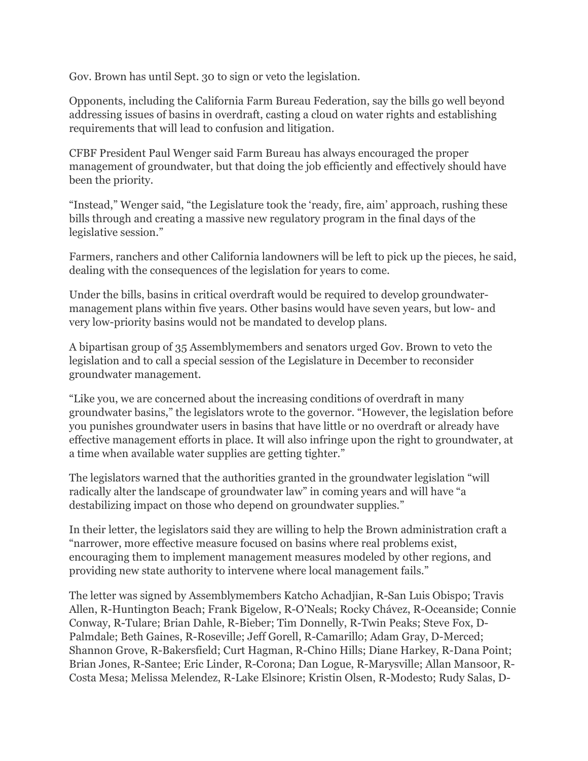Gov. Brown has until Sept. 30 to sign or veto the legislation.

Opponents, including the California Farm Bureau Federation, say the bills go well beyond addressing issues of basins in overdraft, casting a cloud on water rights and establishing requirements that will lead to confusion and litigation.

CFBF President Paul Wenger said Farm Bureau has always encouraged the proper management of groundwater, but that doing the job efficiently and effectively should have been the priority.

"Instead," Wenger said, "the Legislature took the 'ready, fire, aim' approach, rushing these bills through and creating a massive new regulatory program in the final days of the legislative session."

Farmers, ranchers and other California landowners will be left to pick up the pieces, he said, dealing with the consequences of the legislation for years to come.

Under the bills, basins in critical overdraft would be required to develop groundwater-management plans within five years. Other basins would have seven years, but low- and very low-priority basins would not be mandated to develop plans.

A bipartisan group of 35 Assemblymembers and senators urged Gov. Brown to veto the legislation and to call a special session of the Legislature in December to reconsider groundwater management.

"Like you, we are concerned about the increasing conditions of overdraft in many groundwater basins," the legislators wrote to the governor. "However, the legislation before you punishes groundwater users in basins that have little or no overdraft or already have effective management efforts in place. It will also infringe upon the right to groundwater, at a time when available water supplies are getting tighter."

The legislators warned that the authorities granted in the groundwater legislation "will radically alter the landscape of groundwater law" in coming years and will have "a destabilizing impact on those who depend on groundwater supplies."

In their letter, the legislators said they are willing to help the Brown administration craft a "narrower, more effective measure focused on basins where real problems exist, encouraging them to implement management measures modeled by other regions, and providing new state authority to intervene where local management fails."

The letter was signed by Assemblymembers Katcho Achadjian, R-San Luis Obispo; Travis Allen, R-Huntington Beach; Frank Bigelow, R-O'Neals; Rocky Chávez, R-Oceanside; Connie Conway, R-Tulare; Brian Dahle, R-Bieber; Tim Donnelly, R-Twin Peaks; Steve Fox, D-Palmdale; Beth Gaines, R-Roseville; Jeff Gorell, R-Camarillo; Adam Gray, D-Merced; Shannon Grove, R-Bakersfield; Curt Hagman, R-Chino Hills; Diane Harkey, R-Dana Point; Brian Jones, R-Santee; Eric Linder, R-Corona; Dan Logue, R-Marysville; Allan Mansoor, R-Costa Mesa; Melissa Melendez, R-Lake Elsinore; Kristin Olsen, R-Modesto; Rudy Salas, D-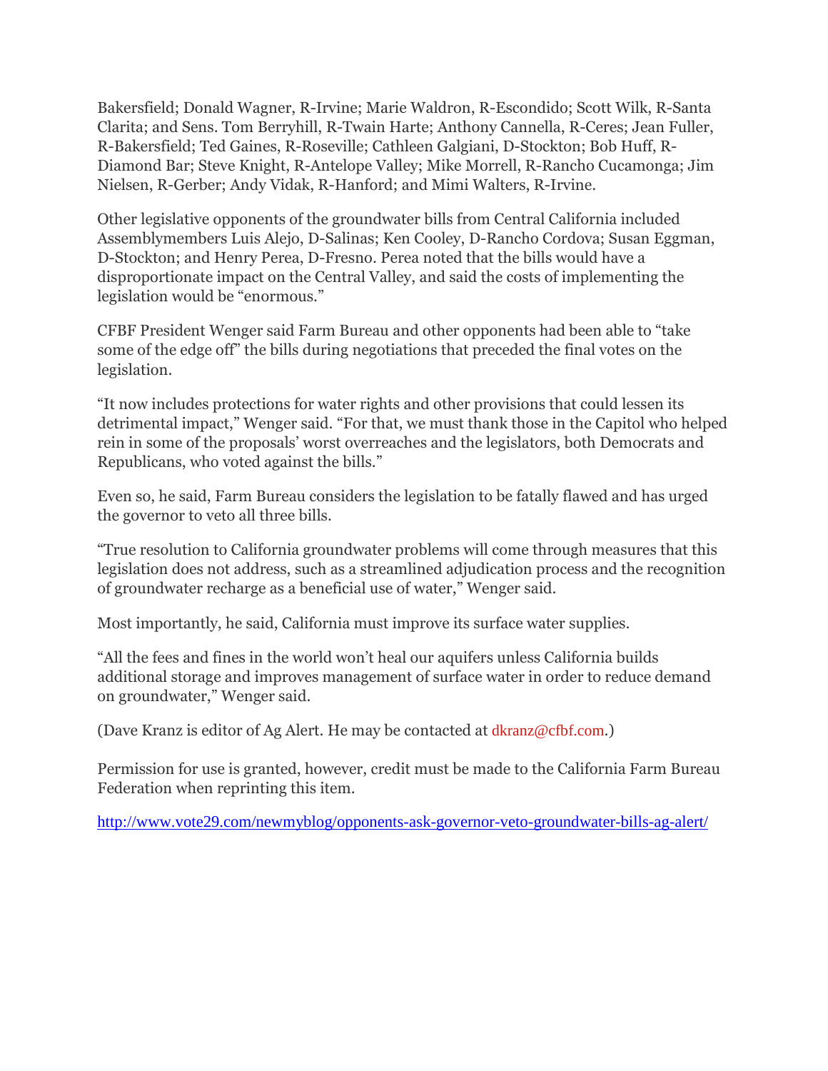Bakersfield; Donald Wagner, R-Irvine; Marie Waldron, R-Escondido; Scott Wilk, R-Santa Clarita; and Sens. Tom Berryhill, R-Twain Harte; Anthony Cannella, R-Ceres; Jean Fuller, R-Bakersfield; Ted Gaines, R-Roseville; Cathleen Galgiani, D-Stockton; Bob Huff, R-Diamond Bar; Steve Knight, R-Antelope Valley; Mike Morrell, R-Rancho Cucamonga; Jim Nielsen, R-Gerber; Andy Vidak, R-Hanford; and Mimi Walters, R-Irvine.

Other legislative opponents of the groundwater bills from Central California included Assemblymembers Luis Alejo, D-Salinas; Ken Cooley, D-Rancho Cordova; Susan Eggman, D-Stockton; and Henry Perea, D-Fresno. Perea noted that the bills would have a disproportionate impact on the Central Valley, and said the costs of implementing the legislation would be "enormous."

CFBF President Wenger said Farm Bureau and other opponents had been able to "take some of the edge off" the bills during negotiations that preceded the final votes on the legislation.

"It now includes protections for water rights and other provisions that could lessen its detrimental impact," Wenger said. "For that, we must thank those in the Capitol who helped rein in some of the proposals' worst overreaches and the legislators, both Democrats and Republicans, who voted against the bills."

Even so, he said, Farm Bureau considers the legislation to be fatally flawed and has urged the governor to veto all three bills.

"True resolution to California groundwater problems will come through measures that this legislation does not address, such as a streamlined adjudication process and the recognition of groundwater recharge as a beneficial use of water," Wenger said.

Most importantly, he said, California must improve its surface water supplies.

"All the fees and fines in the world won't heal our aquifers unless California builds additional storage and improves management of surface water in order to reduce demand on groundwater," Wenger said.

(Dave Kranz is editor of Ag Alert. He may be contacted at dkranz@cfbf.com.)

Permission for use is granted, however, credit must be made to the California Farm Bureau Federation when reprinting this item.

http://www.vote29.com/newmyblog/opponents-ask-governor-veto-groundwater-bills-ag-alert/